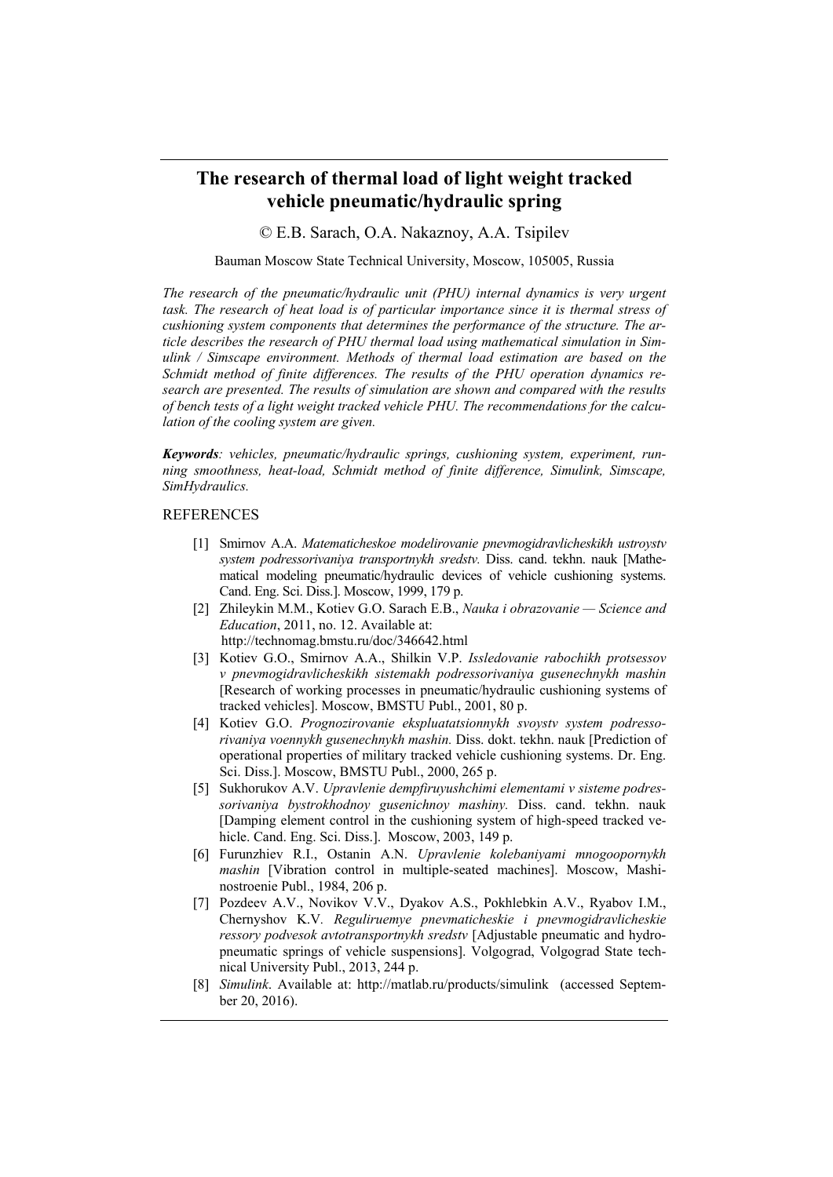# The research of thermal load of light weight tracked vehicle pneumatic/hydraulic spring

© E.B. Sarach, O.A. Nakaznoy, A.A. Tsipilev

Bauman Moscow State Technical University, Moscow, 105005, Russia

*The research of the pneumatic/hydraulic unit (PHU) internal dynamics is very urgent task. The research of heat load is of particular importance since it is thermal stress of cushioning system components that determines the performance of the structure. The article describes the research of PHU thermal load using mathematical simulation in Simulink / Simscape environment. Methods of thermal load estimation are based on the Schmidt method of finite differences. The results of the PHU operation dynamics research are presented. The results of simulation are shown and compared with the results of bench tests of a light weight tracked vehicle PHU. The recommendations for the calculation of the cooling system are given.*

***Keywords****: vehicles, pneumatic/hydraulic springs, cushioning system, experiment, running smoothness, heat-load, Schmidt method of finite difference, Simulink, Simscape, SimHydraulics.*

## REFERENCES

[1] Smirnov A.A. *Matematicheskoe modelirovanie pnevmogidravlicheskikh ustroystv system podressorivaniya transportnykh sredstv*. Diss. cand. tekhn. nauk [Mathematical modeling pneumatic/hydraulic devices of vehicle cushioning systems. Cand. Eng. Sci. Diss.]. Moscow, 1999, 179 p.

[2] Zhileykin M.M., Kotiev G.O. Sarach E.B., *Nauka i obrazovanie — Science and Education*, 2011, no. 12. Available at: http://technomag.bmstu.ru/doc/346642.html

[3] Kotiev G.O., Smirnov A.A., Shilkin V.P. *Issledovanie rabochikh protsessov v pnevmogidravlicheskikh sistemakh podressorivaniya gusenechnykh mashin* [Research of working processes in pneumatic/hydraulic cushioning systems of tracked vehicles]. Moscow, BMSTU Publ., 2001, 80 p.

[4] Kotiev G.O. *Prognozirovanie ekspluatatsionnykh svoystv system podressorivaniya voennykh gusenechnykh mashin.* Diss. dokt. tekhn. nauk [Prediction of operational properties of military tracked vehicle cushioning systems. Dr. Eng. Sci. Diss.]. Moscow, BMSTU Publ., 2000, 265 p.

[5] Sukhorukov A.V. *Upravlenie dempfiruyushchimi elementami v sisteme podressorivaniya bystrokhodnoy gusenichnoy mashiny.* Diss. cand. tekhn. nauk [Damping element control in the cushioning system of high-speed tracked vehicle. Cand. Eng. Sci. Diss.]. Moscow, 2003, 149 p.

[6] Furunzhiev R.I., Ostanin A.N. *Upravlenie kolebaniyami mnogoopornykh mashin* [Vibration control in multiple-seated machines]. Moscow, Mashinostroenie Publ., 1984, 206 p.

[7] Pozdeev A.V., Novikov V.V., Dyakov A.S., Pokhlebkin A.V., Ryabov I.M., Chernyshov K.V. *Reguliruemye pnevmaticheskie i pnevmogidravlicheskie ressory podvesok avtotransportnykh sredstv* [Adjustable pneumatic and hydropneumatic springs of vehicle suspensions]. Volgograd, Volgograd State technical University Publ., 2013, 244 p.

[8] *Simulink*. Available at: http://matlab.ru/products/simulink (accessed September 20, 2016).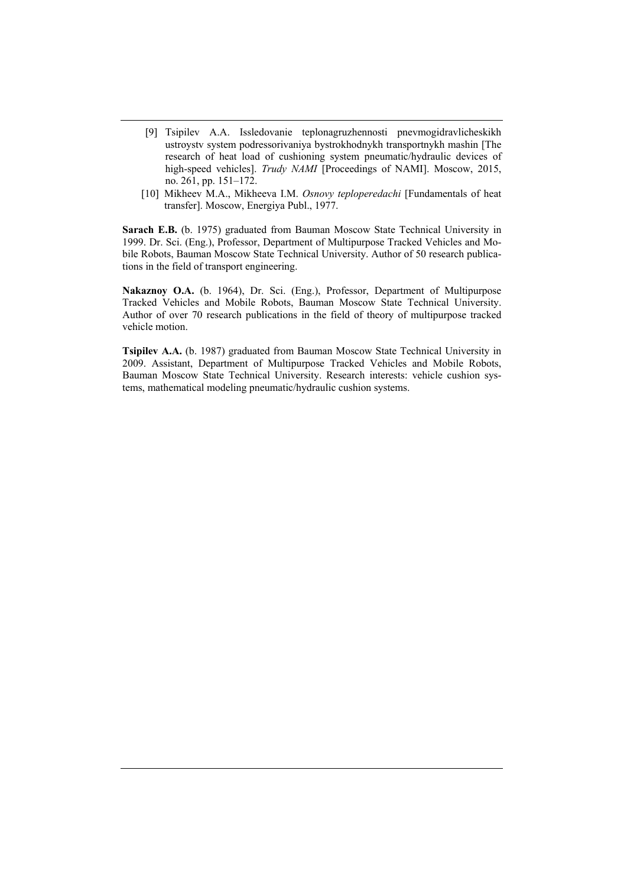[9] Tsipilev A.A. Issledovanie teplonagruzhennosti pnevmogidravlicheskikh ustroystv system podressorivaniya bystrokhodnykh transportnykh mashin [The research of heat load of cushioning system pneumatic/hydraulic devices of high-speed vehicles]. *Trudy NAMI* [Proceedings of NAMI]. Moscow, 2015, no. 261, pp. 151–172.

[10] Mikheev M.A., Mikheeva I.M. *Osnovy teploperedachi* [Fundamentals of heat transfer]. Moscow, Energiya Publ., 1977.

**Sarach E.B.** (b. 1975) graduated from Bauman Moscow State Technical University in 1999. Dr. Sci. (Eng.), Professor, Department of Multipurpose Tracked Vehicles and Mobile Robots, Bauman Moscow State Technical University. Author of 50 research publications in the field of transport engineering.

**Nakaznoy O.A.** (b. 1964), Dr. Sci. (Eng.), Professor, Department of Multipurpose Tracked Vehicles and Mobile Robots, Bauman Moscow State Technical University. Author of over 70 research publications in the field of theory of multipurpose tracked vehicle motion.

**Tsipilev A.A.** (b. 1987) graduated from Bauman Moscow State Technical University in 2009. Assistant, Department of Multipurpose Tracked Vehicles and Mobile Robots, Bauman Moscow State Technical University. Research interests: vehicle cushion systems, mathematical modeling pneumatic/hydraulic cushion systems.